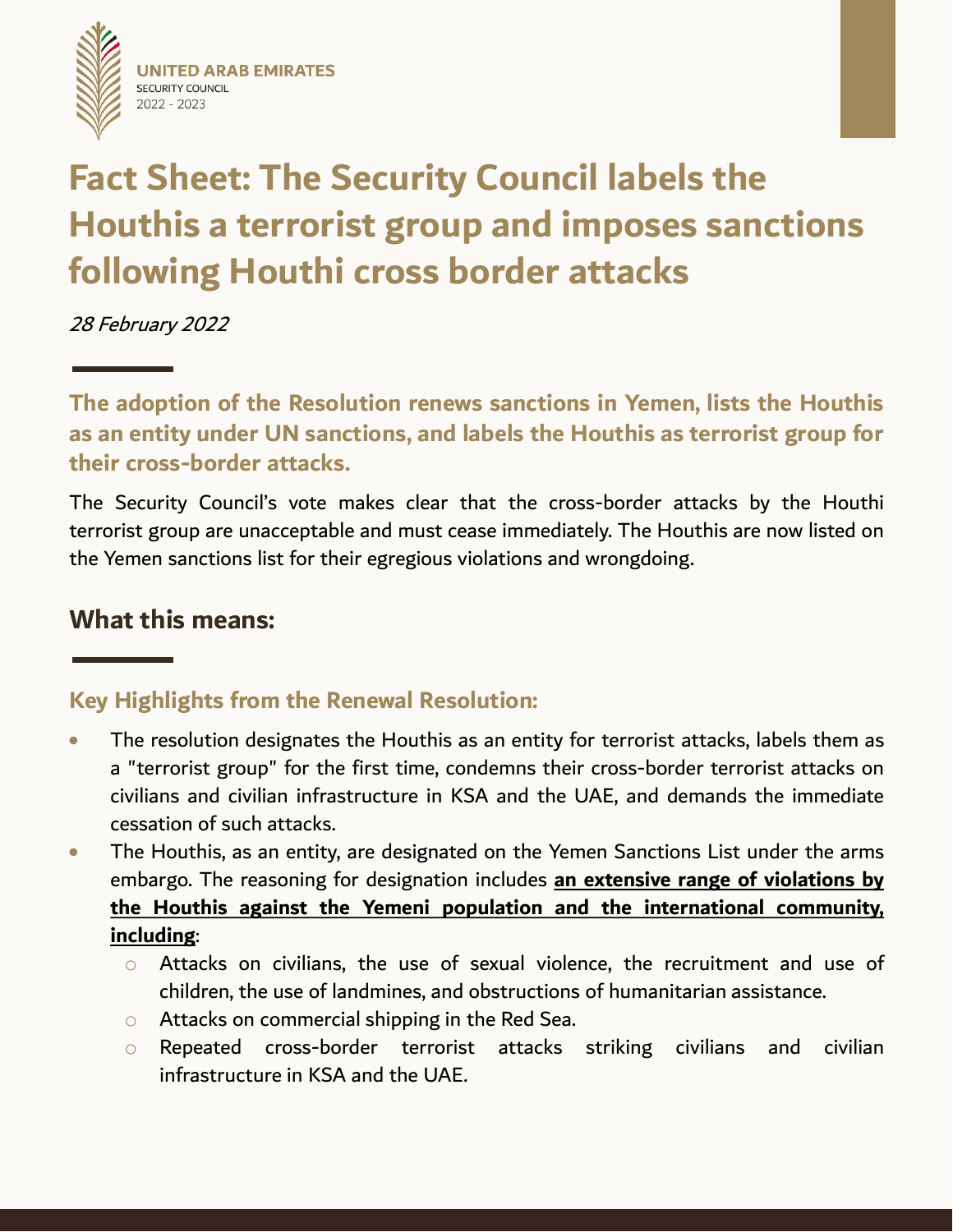UNITED ARAB EMIRATES
SECURITY COUNCIL
2022 - 2023

# Fact Sheet: The Security Council labels the Houthis a terrorist group and imposes sanctions following Houthi cross border attacks

*28 February 2022*

**The adoption of the Resolution renews sanctions in Yemen, lists the Houthis as an entity under UN sanctions, and labels the Houthis as terrorist group for their cross-border attacks.**

The Security Council's vote makes clear that the cross-border attacks by the Houthi terrorist group are unacceptable and must cease immediately. The Houthis are now listed on the Yemen sanctions list for their egregious violations and wrongdoing.

## What this means:

### Key Highlights from the Renewal Resolution:

- The resolution designates the Houthis as an entity for terrorist attacks, labels them as a "terrorist group" for the first time, condemns their cross-border terrorist attacks on civilians and civilian infrastructure in KSA and the UAE, and demands the immediate cessation of such attacks.
- The Houthis, as an entity, are designated on the Yemen Sanctions List under the arms embargo. The reasoning for designation includes **an extensive range of violations by the Houthis against the Yemeni population and the international community, including**:
  - Attacks on civilians, the use of sexual violence, the recruitment and use of children, the use of landmines, and obstructions of humanitarian assistance.
  - Attacks on commercial shipping in the Red Sea.
  - Repeated cross-border terrorist attacks striking civilians and civilian infrastructure in KSA and the UAE.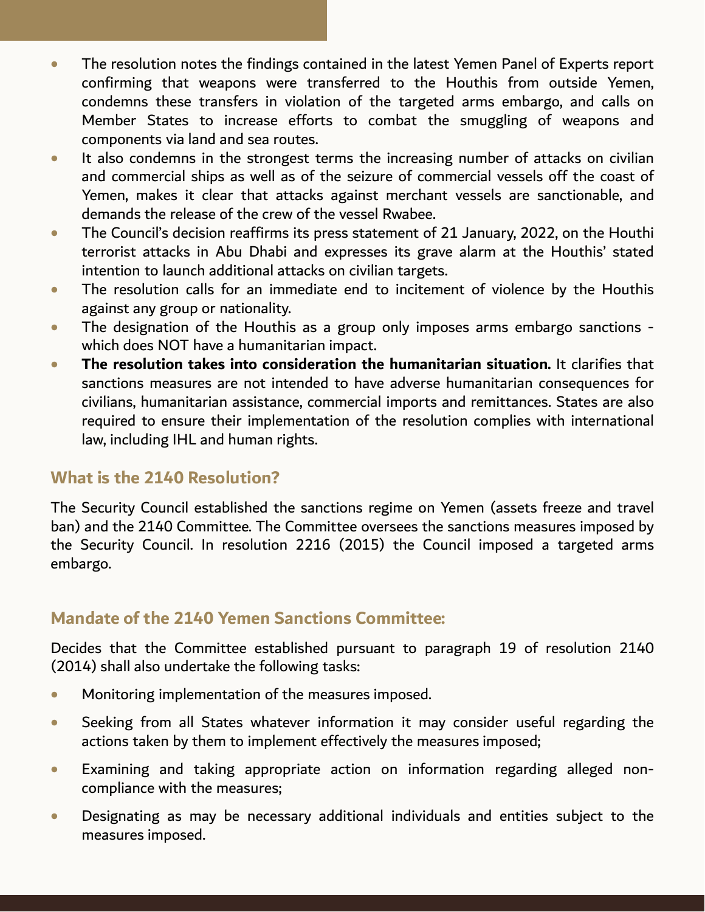- The resolution notes the findings contained in the latest Yemen Panel of Experts report confirming that weapons were transferred to the Houthis from outside Yemen, condemns these transfers in violation of the targeted arms embargo, and calls on Member States to increase efforts to combat the smuggling of weapons and components via land and sea routes.
- It also condemns in the strongest terms the increasing number of attacks on civilian and commercial ships as well as of the seizure of commercial vessels off the coast of Yemen, makes it clear that attacks against merchant vessels are sanctionable, and demands the release of the crew of the vessel Rwabee.
- The Council's decision reaffirms its press statement of 21 January, 2022, on the Houthi terrorist attacks in Abu Dhabi and expresses its grave alarm at the Houthis' stated intention to launch additional attacks on civilian targets.
- The resolution calls for an immediate end to incitement of violence by the Houthis against any group or nationality.
- The designation of the Houthis as a group only imposes arms embargo sanctions - which does NOT have a humanitarian impact.
- **The resolution takes into consideration the humanitarian situation.** It clarifies that sanctions measures are not intended to have adverse humanitarian consequences for civilians, humanitarian assistance, commercial imports and remittances. States are also required to ensure their implementation of the resolution complies with international law, including IHL and human rights.

## What is the 2140 Resolution?

The Security Council established the sanctions regime on Yemen (assets freeze and travel ban) and the 2140 Committee. The Committee oversees the sanctions measures imposed by the Security Council. In resolution 2216 (2015) the Council imposed a targeted arms embargo.

## Mandate of the 2140 Yemen Sanctions Committee:

Decides that the Committee established pursuant to paragraph 19 of resolution 2140 (2014) shall also undertake the following tasks:

- Monitoring implementation of the measures imposed.
- Seeking from all States whatever information it may consider useful regarding the actions taken by them to implement effectively the measures imposed;
- Examining and taking appropriate action on information regarding alleged non-compliance with the measures;
- Designating as may be necessary additional individuals and entities subject to the measures imposed.